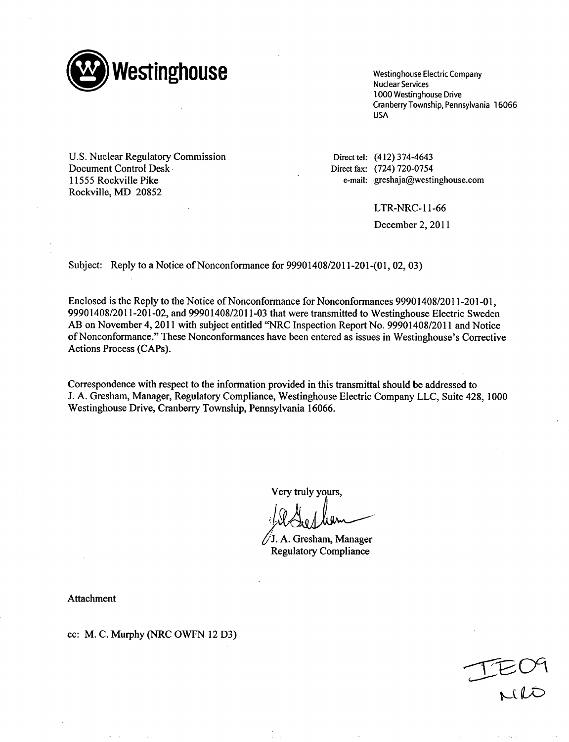**Westinghouse**

Westinghouse Electric Company
Nuclear Services
1000 Westinghouse Drive
Cranberry Township, Pennsylvania 16066
USA

U.S. Nuclear Regulatory Commission
Document Control Desk
11555 Rockville Pike
Rockville, MD 20852

Direct tel: (412) 374-4643
Direct fax: (724) 720-0754
e-mail: greshaja@westinghouse.com

LTR-NRC-11-66

December 2, 2011

Subject: Reply to a Notice of Nonconformance for 99901408/2011-201-(01, 02, 03)

Enclosed is the Reply to the Notice of Nonconformance for Nonconformances 99901408/2011-201-01, 99901408/2011-201-02, and 99901408/2011-03 that were transmitted to Westinghouse Electric Sweden AB on November 4, 2011 with subject entitled "NRC Inspection Report No. 99901408/2011 and Notice of Nonconformance." These Nonconformances have been entered as issues in Westinghouse's Corrective Actions Process (CAPs).

Correspondence with respect to the information provided in this transmittal should be addressed to J. A. Gresham, Manager, Regulatory Compliance, Westinghouse Electric Company LLC, Suite 428, 1000 Westinghouse Drive, Cranberry Township, Pennsylvania 16066.

Very truly yours,

J. A. Gresham, Manager
Regulatory Compliance

Attachment

cc: M. C. Murphy (NRC OWFN 12 D3)

IE09
NRO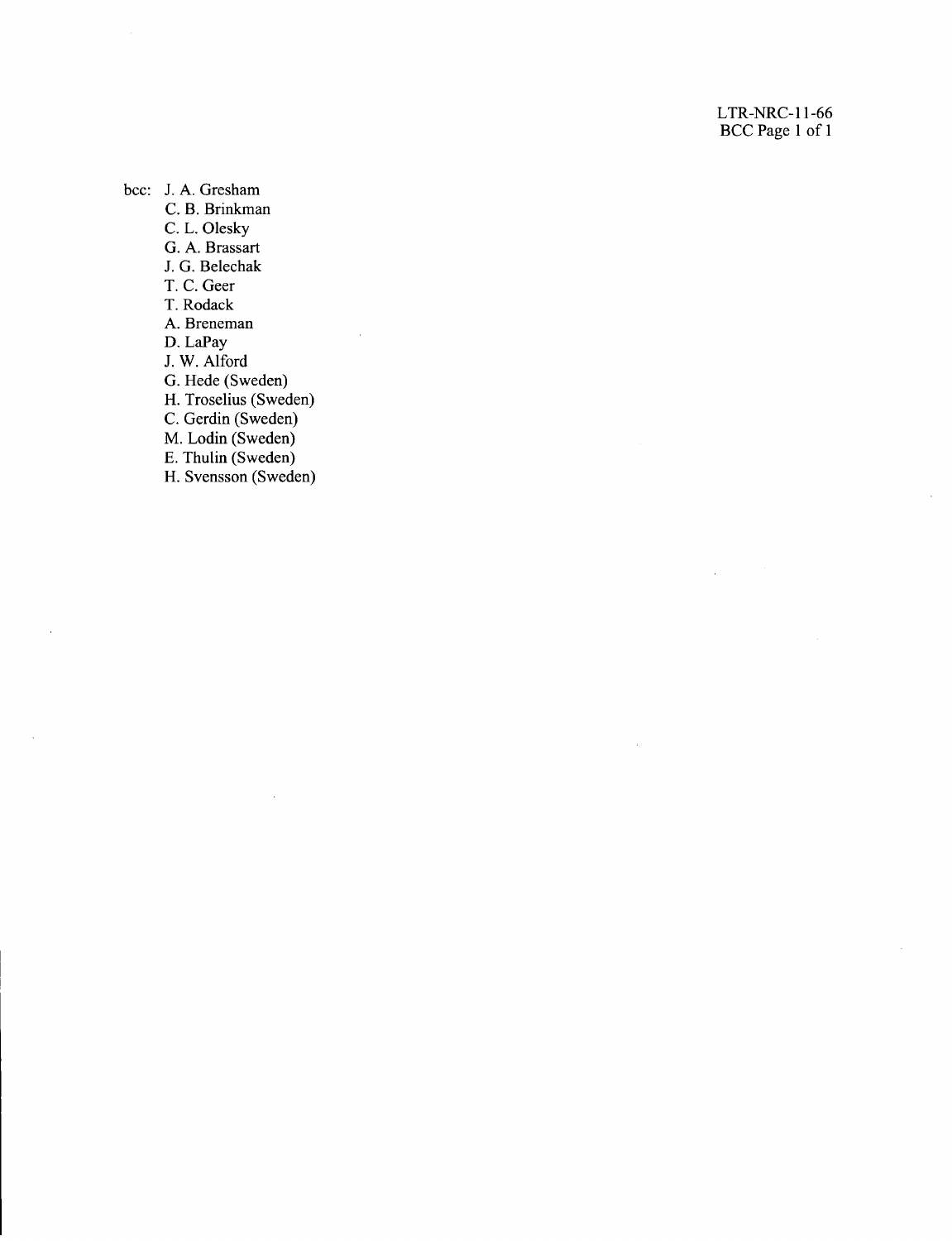LTR-NRC-11-66
BCC Page 1 of 1

bcc: J. A. Gresham
C. B. Brinkman
C. L. Olesky
G. A. Brassart
J. G. Belechak
T. C. Geer
T. Rodack
A. Breneman
D. LaPay
J. W. Alford
G. Hede (Sweden)
H. Troselius (Sweden)
C. Gerdin (Sweden)
M. Lodin (Sweden)
E. Thulin (Sweden)
H. Svensson (Sweden)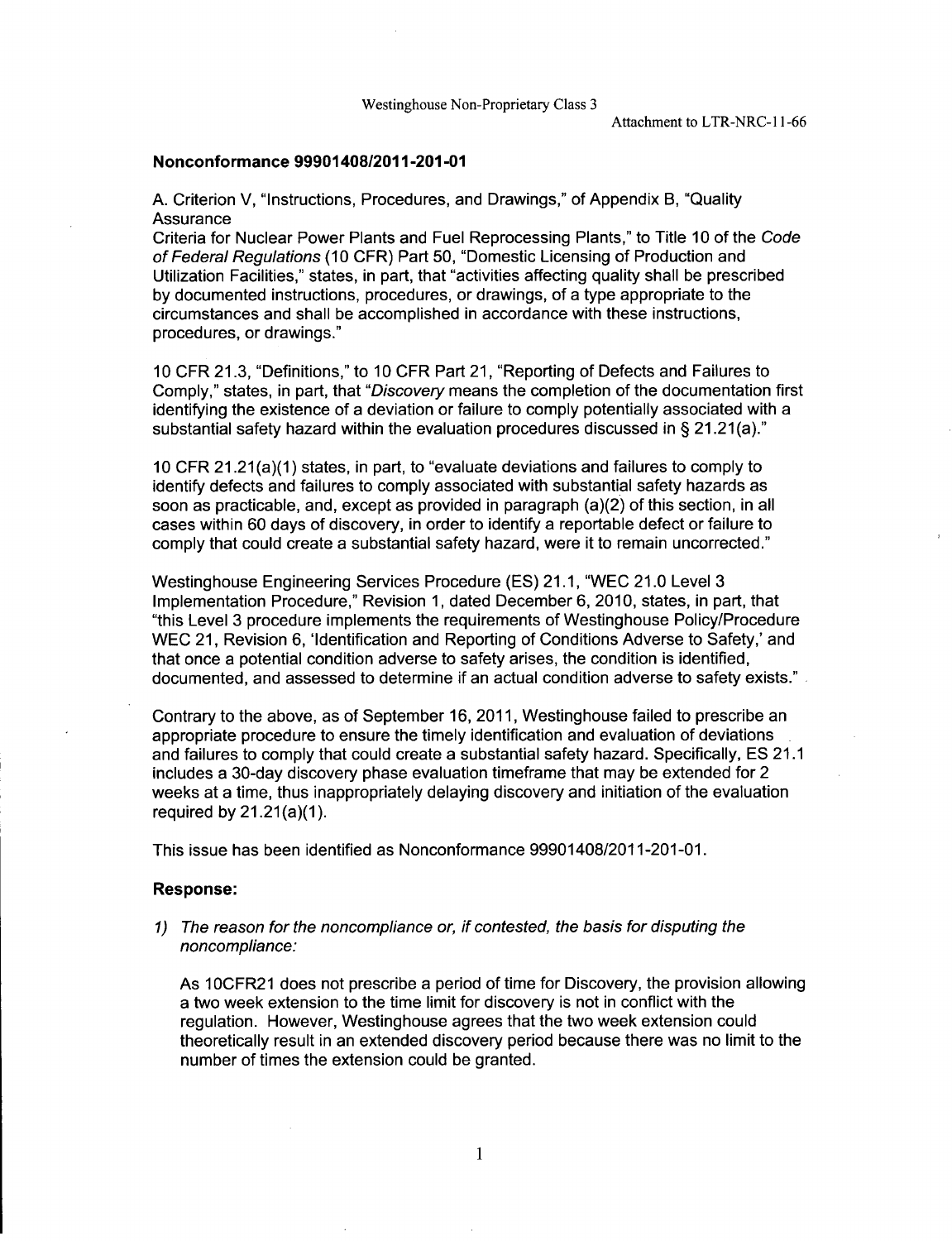## Nonconformance 99901408/2011-201-01

A. Criterion V, "Instructions, Procedures, and Drawings," of Appendix B, "Quality Assurance Criteria for Nuclear Power Plants and Fuel Reprocessing Plants," to Title 10 of the *Code of Federal Regulations* (10 CFR) Part 50, "Domestic Licensing of Production and Utilization Facilities," states, in part, that "activities affecting quality shall be prescribed by documented instructions, procedures, or drawings, of a type appropriate to the circumstances and shall be accomplished in accordance with these instructions, procedures, or drawings."

10 CFR 21.3, "Definitions," to 10 CFR Part 21, "Reporting of Defects and Failures to Comply," states, in part, that "*Discovery* means the completion of the documentation first identifying the existence of a deviation or failure to comply potentially associated with a substantial safety hazard within the evaluation procedures discussed in § 21.21(a)."

10 CFR 21.21(a)(1) states, in part, to "evaluate deviations and failures to comply to identify defects and failures to comply associated with substantial safety hazards as soon as practicable, and, except as provided in paragraph (a)(2) of this section, in all cases within 60 days of discovery, in order to identify a reportable defect or failure to comply that could create a substantial safety hazard, were it to remain uncorrected."

Westinghouse Engineering Services Procedure (ES) 21.1, "WEC 21.0 Level 3 Implementation Procedure," Revision 1, dated December 6, 2010, states, in part, that "this Level 3 procedure implements the requirements of Westinghouse Policy/Procedure WEC 21, Revision 6, 'Identification and Reporting of Conditions Adverse to Safety,' and that once a potential condition adverse to safety arises, the condition is identified, documented, and assessed to determine if an actual condition adverse to safety exists."

Contrary to the above, as of September 16, 2011, Westinghouse failed to prescribe an appropriate procedure to ensure the timely identification and evaluation of deviations and failures to comply that could create a substantial safety hazard. Specifically, ES 21.1 includes a 30-day discovery phase evaluation timeframe that may be extended for 2 weeks at a time, thus inappropriately delaying discovery and initiation of the evaluation required by 21.21(a)(1).

This issue has been identified as Nonconformance 99901408/2011-201-01.

### Response:

1) *The reason for the noncompliance or, if contested, the basis for disputing the noncompliance:*

   As 10CFR21 does not prescribe a period of time for Discovery, the provision allowing a two week extension to the time limit for discovery is not in conflict with the regulation. However, Westinghouse agrees that the two week extension could theoretically result in an extended discovery period because there was no limit to the number of times the extension could be granted.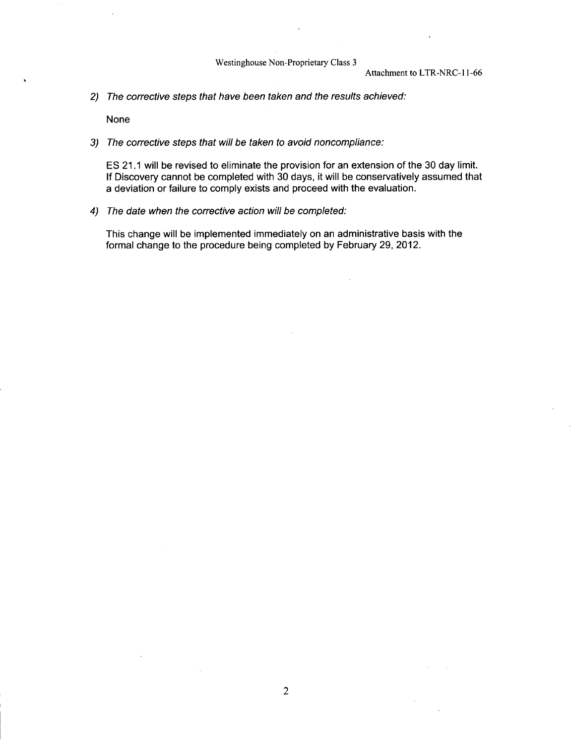2) *The corrective steps that have been taken and the results achieved:*

   None

3) *The corrective steps that will be taken to avoid noncompliance:*

   ES 21.1 will be revised to eliminate the provision for an extension of the 30 day limit. If Discovery cannot be completed with 30 days, it will be conservatively assumed that a deviation or failure to comply exists and proceed with the evaluation.

4) *The date when the corrective action will be completed:*

   This change will be implemented immediately on an administrative basis with the formal change to the procedure being completed by February 29, 2012.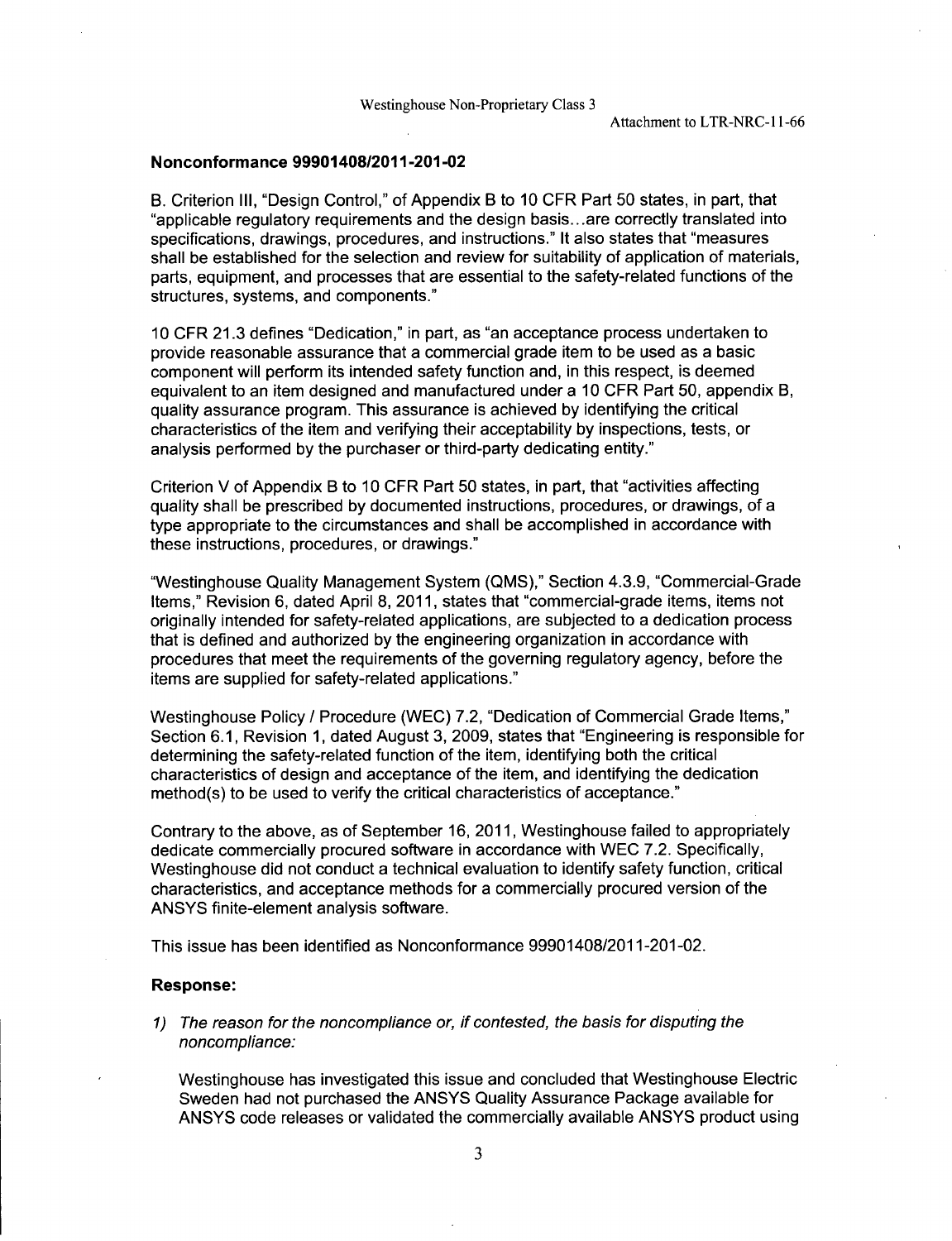### Nonconformance 99901408/2011-201-02

B. Criterion III, "Design Control," of Appendix B to 10 CFR Part 50 states, in part, that "applicable regulatory requirements and the design basis...are correctly translated into specifications, drawings, procedures, and instructions." It also states that "measures shall be established for the selection and review for suitability of application of materials, parts, equipment, and processes that are essential to the safety-related functions of the structures, systems, and components."

10 CFR 21.3 defines "Dedication," in part, as "an acceptance process undertaken to provide reasonable assurance that a commercial grade item to be used as a basic component will perform its intended safety function and, in this respect, is deemed equivalent to an item designed and manufactured under a 10 CFR Part 50, appendix B, quality assurance program. This assurance is achieved by identifying the critical characteristics of the item and verifying their acceptability by inspections, tests, or analysis performed by the purchaser or third-party dedicating entity."

Criterion V of Appendix B to 10 CFR Part 50 states, in part, that "activities affecting quality shall be prescribed by documented instructions, procedures, or drawings, of a type appropriate to the circumstances and shall be accomplished in accordance with these instructions, procedures, or drawings."

"Westinghouse Quality Management System (QMS)," Section 4.3.9, "Commercial-Grade Items," Revision 6, dated April 8, 2011, states that "commercial-grade items, items not originally intended for safety-related applications, are subjected to a dedication process that is defined and authorized by the engineering organization in accordance with procedures that meet the requirements of the governing regulatory agency, before the items are supplied for safety-related applications."

Westinghouse Policy / Procedure (WEC) 7.2, "Dedication of Commercial Grade Items," Section 6.1, Revision 1, dated August 3, 2009, states that "Engineering is responsible for determining the safety-related function of the item, identifying both the critical characteristics of design and acceptance of the item, and identifying the dedication method(s) to be used to verify the critical characteristics of acceptance."

Contrary to the above, as of September 16, 2011, Westinghouse failed to appropriately dedicate commercially procured software in accordance with WEC 7.2. Specifically, Westinghouse did not conduct a technical evaluation to identify safety function, critical characteristics, and acceptance methods for a commercially procured version of the ANSYS finite-element analysis software.

This issue has been identified as Nonconformance 99901408/2011-201-02.

**Response:**

1) *The reason for the noncompliance or, if contested, the basis for disputing the noncompliance:*

   Westinghouse has investigated this issue and concluded that Westinghouse Electric Sweden had not purchased the ANSYS Quality Assurance Package available for ANSYS code releases or validated the commercially available ANSYS product using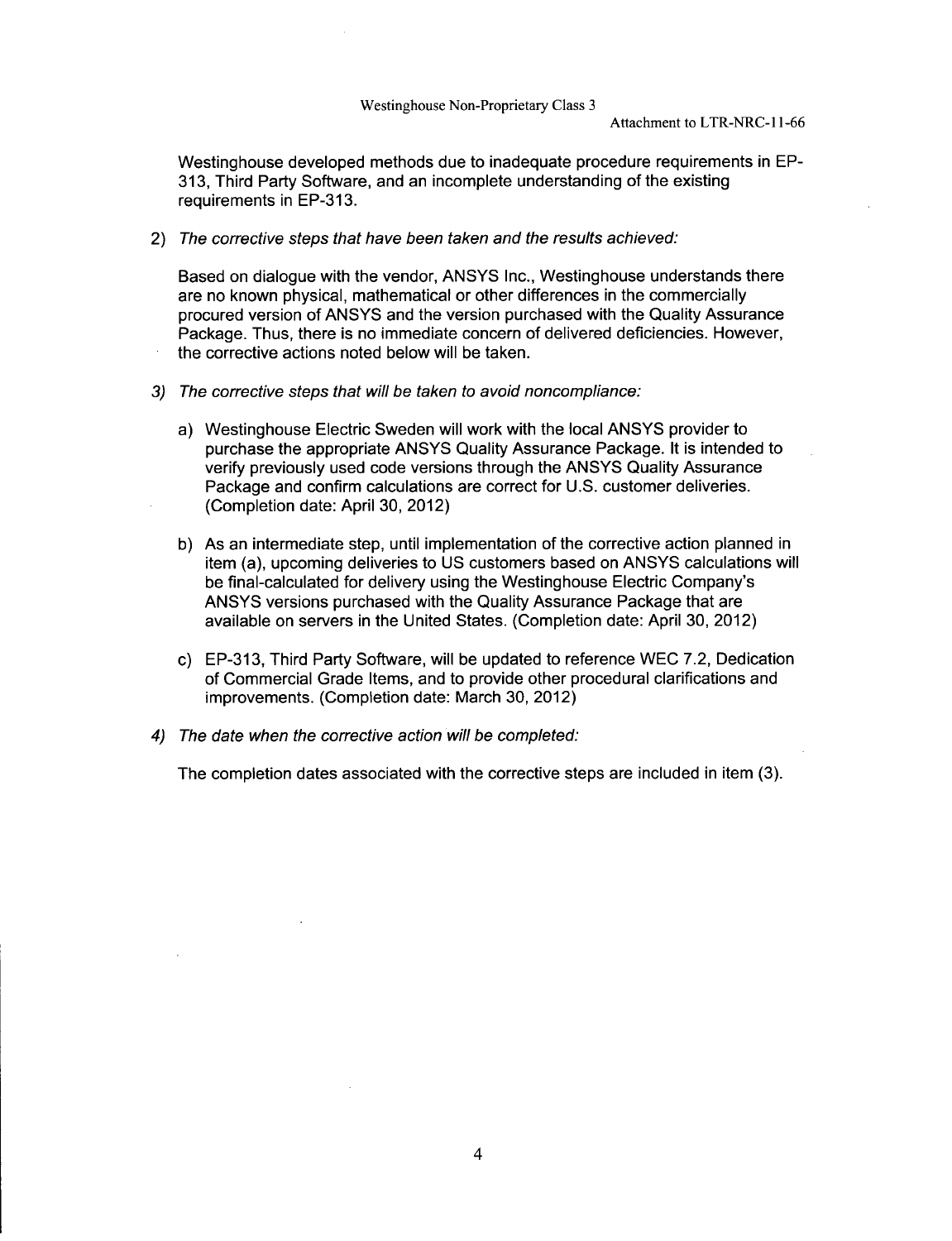Westinghouse developed methods due to inadequate procedure requirements in EP-313, Third Party Software, and an incomplete understanding of the existing requirements in EP-313.

2) *The corrective steps that have been taken and the results achieved:*

   Based on dialogue with the vendor, ANSYS Inc., Westinghouse understands there are no known physical, mathematical or other differences in the commercially procured version of ANSYS and the version purchased with the Quality Assurance Package. Thus, there is no immediate concern of delivered deficiencies. However, the corrective actions noted below will be taken.

3) *The corrective steps that will be taken to avoid noncompliance:*

   a) Westinghouse Electric Sweden will work with the local ANSYS provider to purchase the appropriate ANSYS Quality Assurance Package. It is intended to verify previously used code versions through the ANSYS Quality Assurance Package and confirm calculations are correct for U.S. customer deliveries. (Completion date: April 30, 2012)

   b) As an intermediate step, until implementation of the corrective action planned in item (a), upcoming deliveries to US customers based on ANSYS calculations will be final-calculated for delivery using the Westinghouse Electric Company's ANSYS versions purchased with the Quality Assurance Package that are available on servers in the United States. (Completion date: April 30, 2012)

   c) EP-313, Third Party Software, will be updated to reference WEC 7.2, Dedication of Commercial Grade Items, and to provide other procedural clarifications and improvements. (Completion date: March 30, 2012)

4) *The date when the corrective action will be completed:*

   The completion dates associated with the corrective steps are included in item (3).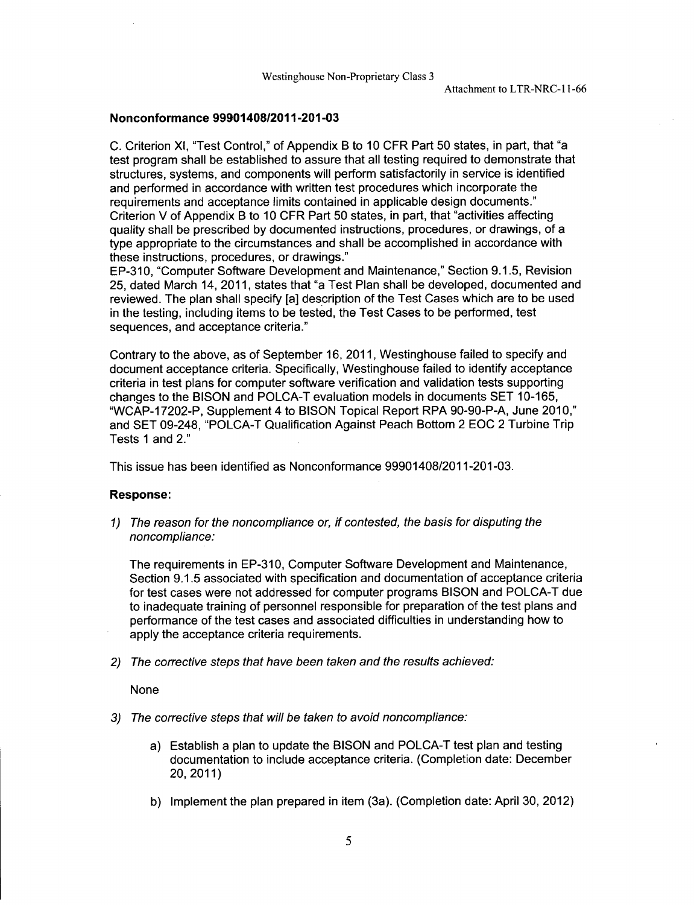### Nonconformance 99901408/2011-201-03

C. Criterion XI, "Test Control," of Appendix B to 10 CFR Part 50 states, in part, that "a test program shall be established to assure that all testing required to demonstrate that structures, systems, and components will perform satisfactorily in service is identified and performed in accordance with written test procedures which incorporate the requirements and acceptance limits contained in applicable design documents." Criterion V of Appendix B to 10 CFR Part 50 states, in part, that "activities affecting quality shall be prescribed by documented instructions, procedures, or drawings, of a type appropriate to the circumstances and shall be accomplished in accordance with these instructions, procedures, or drawings."
EP-310, "Computer Software Development and Maintenance," Section 9.1.5, Revision 25, dated March 14, 2011, states that "a Test Plan shall be developed, documented and reviewed. The plan shall specify [a] description of the Test Cases which are to be used in the testing, including items to be tested, the Test Cases to be performed, test sequences, and acceptance criteria."

Contrary to the above, as of September 16, 2011, Westinghouse failed to specify and document acceptance criteria. Specifically, Westinghouse failed to identify acceptance criteria in test plans for computer software verification and validation tests supporting changes to the BISON and POLCA-T evaluation models in documents SET 10-165, "WCAP-17202-P, Supplement 4 to BISON Topical Report RPA 90-90-P-A, June 2010," and SET 09-248, "POLCA-T Qualification Against Peach Bottom 2 EOC 2 Turbine Trip Tests 1 and 2."

This issue has been identified as Nonconformance 99901408/2011-201-03.

### Response:

1) *The reason for the noncompliance or, if contested, the basis for disputing the noncompliance:*

   The requirements in EP-310, Computer Software Development and Maintenance, Section 9.1.5 associated with specification and documentation of acceptance criteria for test cases were not addressed for computer programs BISON and POLCA-T due to inadequate training of personnel responsible for preparation of the test plans and performance of the test cases and associated difficulties in understanding how to apply the acceptance criteria requirements.

2) *The corrective steps that have been taken and the results achieved:*

   None

3) *The corrective steps that will be taken to avoid noncompliance:*

   a) Establish a plan to update the BISON and POLCA-T test plan and testing documentation to include acceptance criteria. (Completion date: December 20, 2011)

   b) Implement the plan prepared in item (3a). (Completion date: April 30, 2012)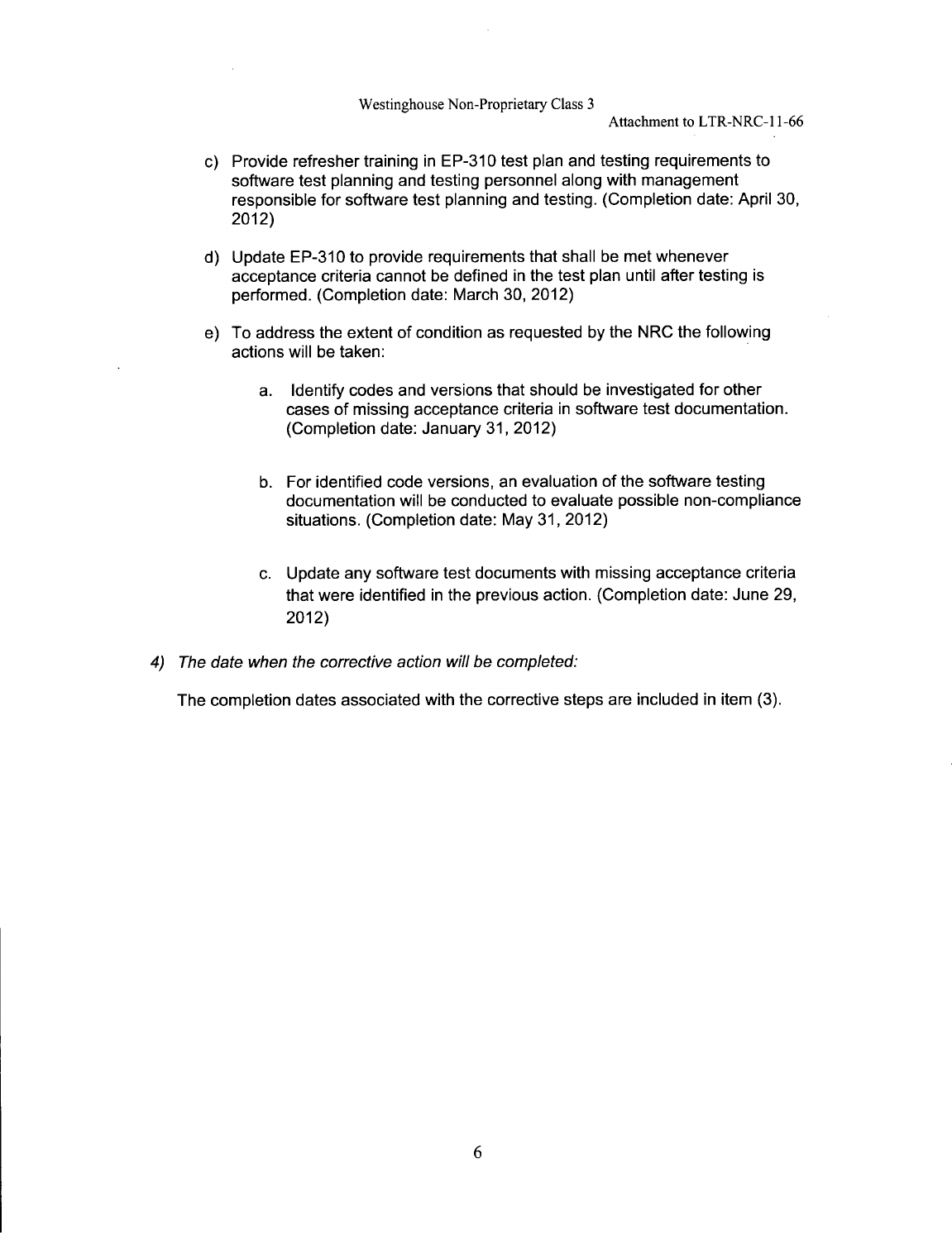c) Provide refresher training in EP-310 test plan and testing requirements to software test planning and testing personnel along with management responsible for software test planning and testing. (Completion date: April 30, 2012)

d) Update EP-310 to provide requirements that shall be met whenever acceptance criteria cannot be defined in the test plan until after testing is performed. (Completion date: March 30, 2012)

e) To address the extent of condition as requested by the NRC the following actions will be taken:

   a. Identify codes and versions that should be investigated for other cases of missing acceptance criteria in software test documentation. (Completion date: January 31, 2012)

   b. For identified code versions, an evaluation of the software testing documentation will be conducted to evaluate possible non-compliance situations. (Completion date: May 31, 2012)

   c. Update any software test documents with missing acceptance criteria that were identified in the previous action. (Completion date: June 29, 2012)

4) *The date when the corrective action will be completed:*

The completion dates associated with the corrective steps are included in item (3).